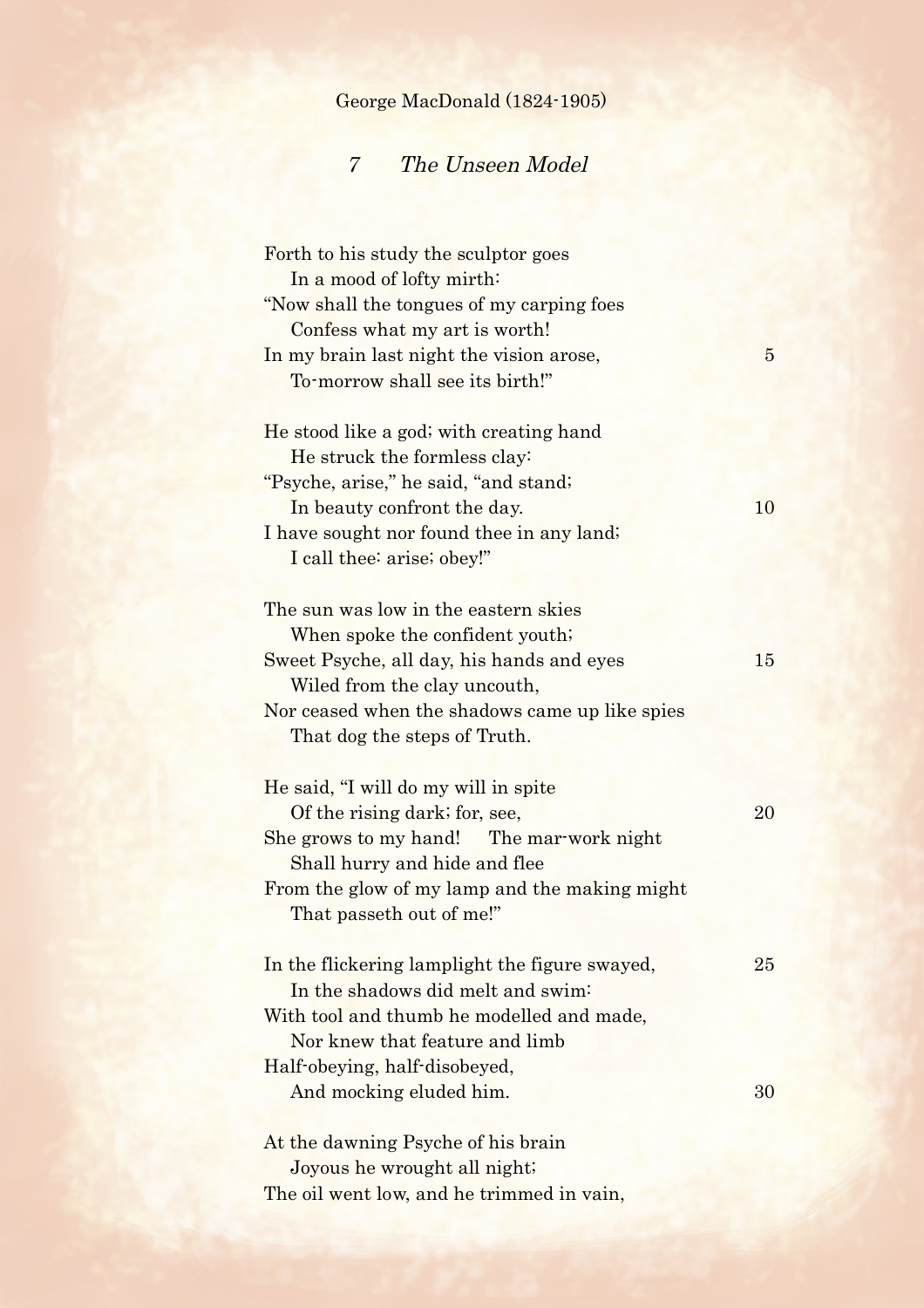George MacDonald (1824-1905)

## 7 *The Unseen Model*

Forth to his study the sculptor goes  
  In a mood of lofty mirth:  
"Now shall the tongues of my carping foes  
  Confess what my art is worth!  
In my brain last night the vision arose,  5  
  To-morrow shall see its birth!"

He stood like a god; with creating hand  
  He struck the formless clay:  
"Psyche, arise," he said, "and stand;  
  In beauty confront the day.  10  
I have sought nor found thee in any land;  
  I call thee: arise; obey!"

The sun was low in the eastern skies  
  When spoke the confident youth;  
Sweet Psyche, all day, his hands and eyes  15  
  Wiled from the clay uncouth,  
Nor ceased when the shadows came up like spies  
  That dog the steps of Truth.

He said, "I will do my will in spite  
  Of the rising dark; for, see,  20  
She grows to my hand!  The mar-work night  
  Shall hurry and hide and flee  
From the glow of my lamp and the making might  
  That passeth out of me!"

In the flickering lamplight the figure swayed,  25  
  In the shadows did melt and swim:  
With tool and thumb he modelled and made,  
  Nor knew that feature and limb  
Half-obeying, half-disobeyed,  
  And mocking eluded him.  30

At the dawning Psyche of his brain  
  Joyous he wrought all night;  
The oil went low, and he trimmed in vain,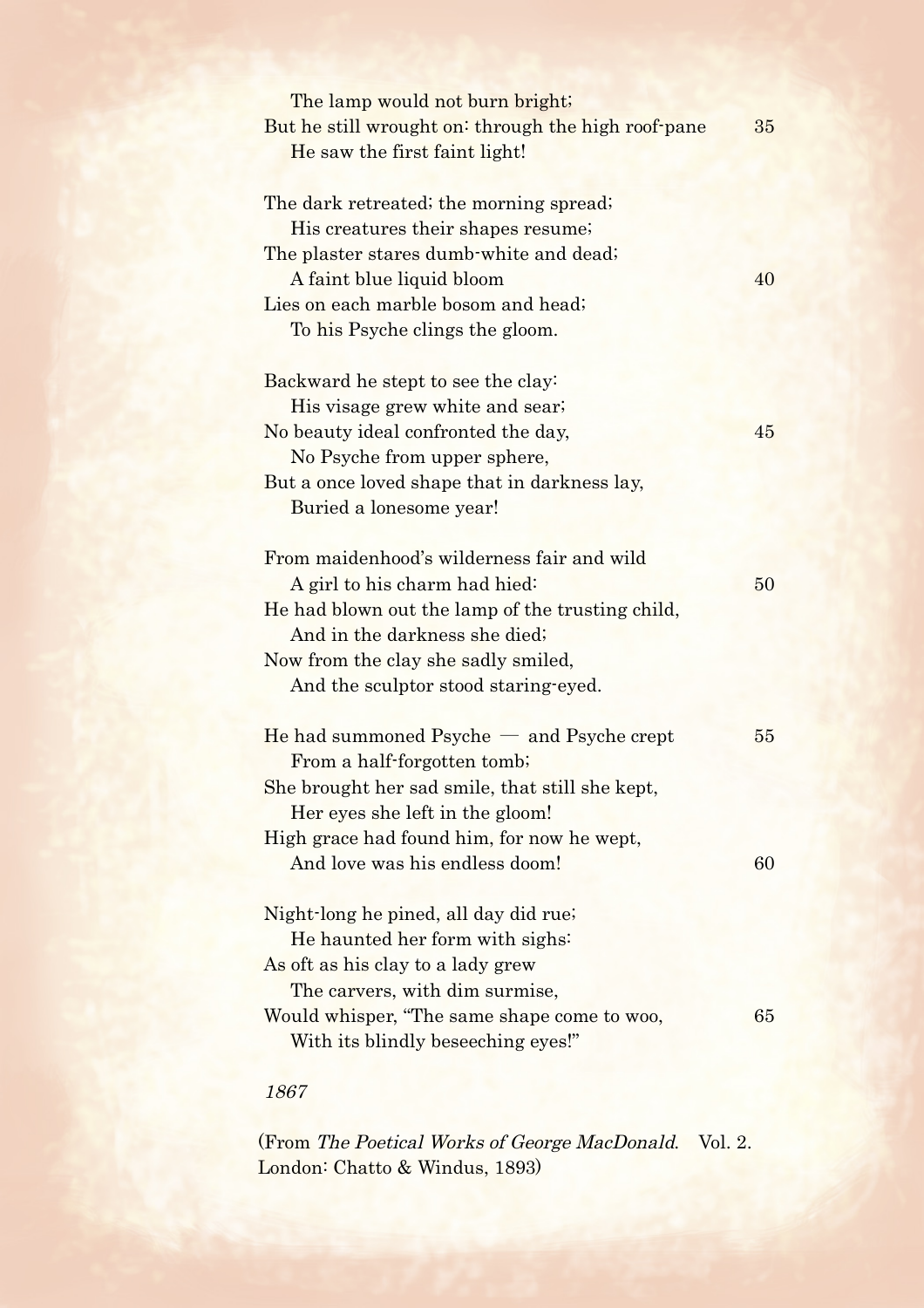The lamp would not burn bright;
But he still wrought on: through the high roof-pane 35
He saw the first faint light!

The dark retreated; the morning spread;
His creatures their shapes resume;
The plaster stares dumb-white and dead;
A faint blue liquid bloom 40
Lies on each marble bosom and head;
To his Psyche clings the gloom.

Backward he stept to see the clay:
His visage grew white and sear;
No beauty ideal confronted the day, 45
No Psyche from upper sphere,
But a once loved shape that in darkness lay,
Buried a lonesome year!

From maidenhood's wilderness fair and wild
A girl to his charm had hied: 50
He had blown out the lamp of the trusting child,
And in the darkness she died;
Now from the clay she sadly smiled,
And the sculptor stood staring-eyed.

He had summoned Psyche — and Psyche crept 55
From a half-forgotten tomb;
She brought her sad smile, that still she kept,
Her eyes she left in the gloom!
High grace had found him, for now he wept,
And love was his endless doom! 60

Night-long he pined, all day did rue;
He haunted her form with sighs:
As oft as his clay to a lady grew
The carvers, with dim surmise,
Would whisper, "The same shape come to woo, 65
With its blindly beseeching eyes!"

*1867*

(From *The Poetical Works of George MacDonald*. Vol. 2.
London: Chatto & Windus, 1893)